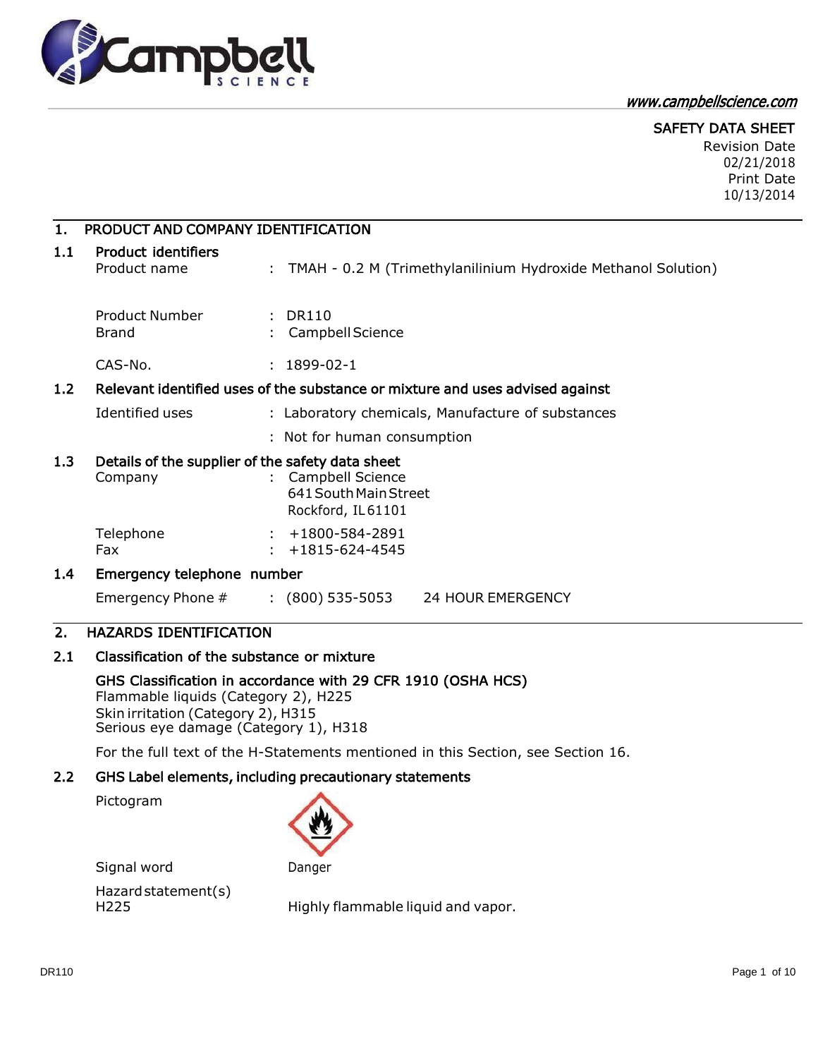www.campbellscience.com

SAFETY DATA SHEET
Revision Date 02/21/2018
Print Date 10/13/2014

## 1. PRODUCT AND COMPANY IDENTIFICATION

### 1.1 Product identifiers

Product name : TMAH - 0.2 M (Trimethylanilinium Hydroxide Methanol Solution)

Product Number : DR110
Brand : Campbell Science

CAS-No. : 1899-02-1

### 1.2 Relevant identified uses of the substance or mixture and uses advised against

Identified uses : Laboratory chemicals, Manufacture of substances
: Not for human consumption

### 1.3 Details of the supplier of the safety data sheet

Company : Campbell Science
641 South Main Street
Rockford, IL 61101

Telephone : +1800-584-2891
Fax : +1815-624-4545

### 1.4 Emergency telephone number

Emergency Phone # : (800) 535-5053 24 HOUR EMERGENCY

## 2. HAZARDS IDENTIFICATION

### 2.1 Classification of the substance or mixture

**GHS Classification in accordance with 29 CFR 1910 (OSHA HCS)**
Flammable liquids (Category 2), H225
Skin irritation (Category 2), H315
Serious eye damage (Category 1), H318

For the full text of the H-Statements mentioned in this Section, see Section 16.

### 2.2 GHS Label elements, including precautionary statements

Pictogram

Signal word Danger

Hazard statement(s)
H225 Highly flammable liquid and vapor.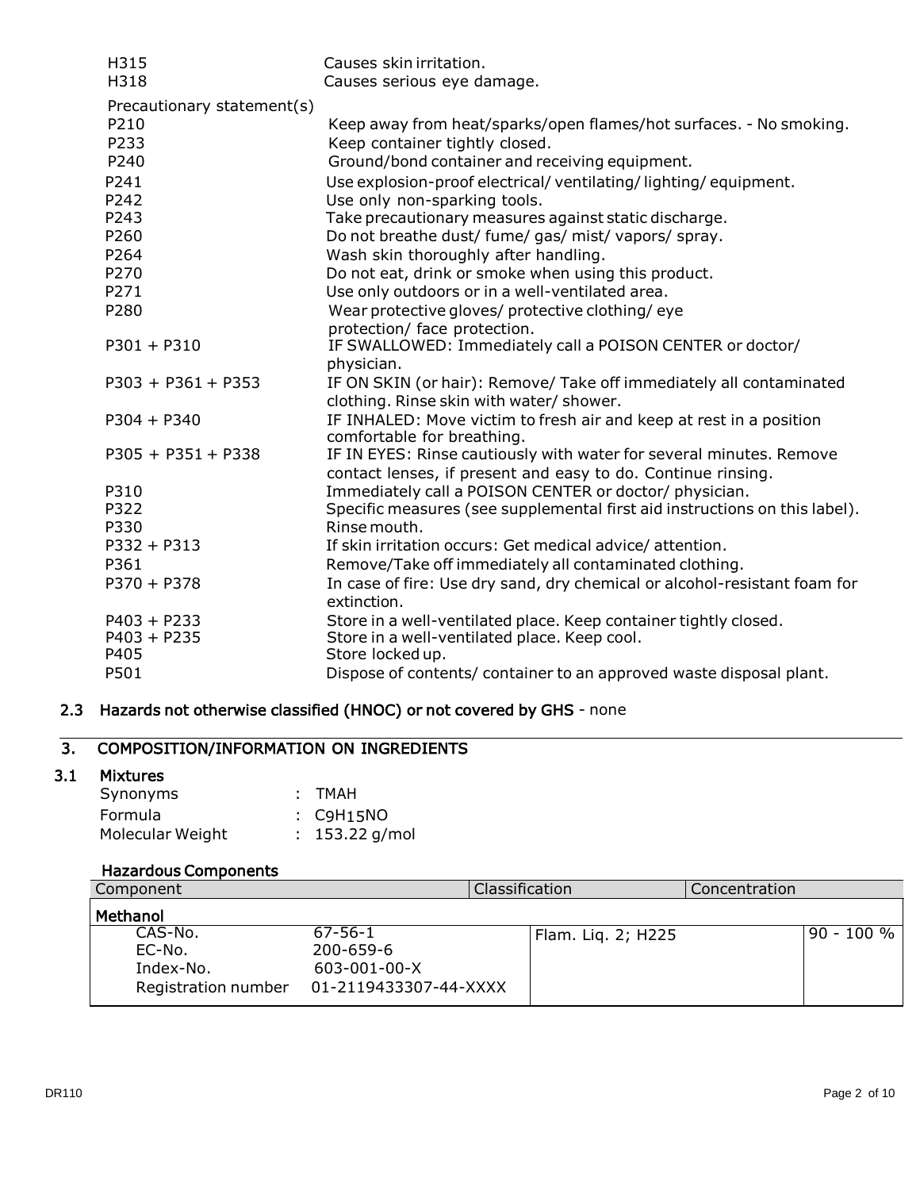| | |
|---|---|
| H315 | Causes skin irritation. |
| H318 | Causes serious eye damage. |

Precautionary statement(s)

| | |
|---|---|
| P210 | Keep away from heat/sparks/open flames/hot surfaces. - No smoking. |
| P233 | Keep container tightly closed. |
| P240 | Ground/bond container and receiving equipment. |
| P241 | Use explosion-proof electrical/ ventilating/ lighting/ equipment. |
| P242 | Use only non-sparking tools. |
| P243 | Take precautionary measures against static discharge. |
| P260 | Do not breathe dust/ fume/ gas/ mist/ vapors/ spray. |
| P264 | Wash skin thoroughly after handling. |
| P270 | Do not eat, drink or smoke when using this product. |
| P271 | Use only outdoors or in a well-ventilated area. |
| P280 | Wear protective gloves/ protective clothing/ eye protection/ face protection. |
| P301 + P310 | IF SWALLOWED: Immediately call a POISON CENTER or doctor/ physician. |
| P303 + P361 + P353 | IF ON SKIN (or hair): Remove/ Take off immediately all contaminated clothing. Rinse skin with water/ shower. |
| P304 + P340 | IF INHALED: Move victim to fresh air and keep at rest in a position comfortable for breathing. |
| P305 + P351 + P338 | IF IN EYES: Rinse cautiously with water for several minutes. Remove contact lenses, if present and easy to do. Continue rinsing. |
| P310 | Immediately call a POISON CENTER or doctor/ physician. |
| P322 | Specific measures (see supplemental first aid instructions on this label). |
| P330 | Rinse mouth. |
| P332 + P313 | If skin irritation occurs: Get medical advice/ attention. |
| P361 | Remove/Take off immediately all contaminated clothing. |
| P370 + P378 | In case of fire: Use dry sand, dry chemical or alcohol-resistant foam for extinction. |
| P403 + P233 | Store in a well-ventilated place. Keep container tightly closed. |
| P403 + P235 | Store in a well-ventilated place. Keep cool. |
| P405 | Store locked up. |
| P501 | Dispose of contents/ container to an approved waste disposal plant. |

## 2.3 Hazards not otherwise classified (HNOC) or not covered by GHS - none

# 3. COMPOSITION/INFORMATION ON INGREDIENTS

## 3.1 Mixtures

Synonyms : TMAH

Formula : $C_9H_{15}NO$

Molecular Weight : 153.22 g/mol

### Hazardous Components

| Component | | Classification | Concentration |
|---|---|---|---|
| **Methanol** | | | |
| CAS-No. | 67-56-1 | Flam. Liq. 2; H225 | 90 - 100 % |
| EC-No. | 200-659-6 | | |
| Index-No. | 603-001-00-X | | |
| Registration number | 01-2119433307-44-XXXX | | |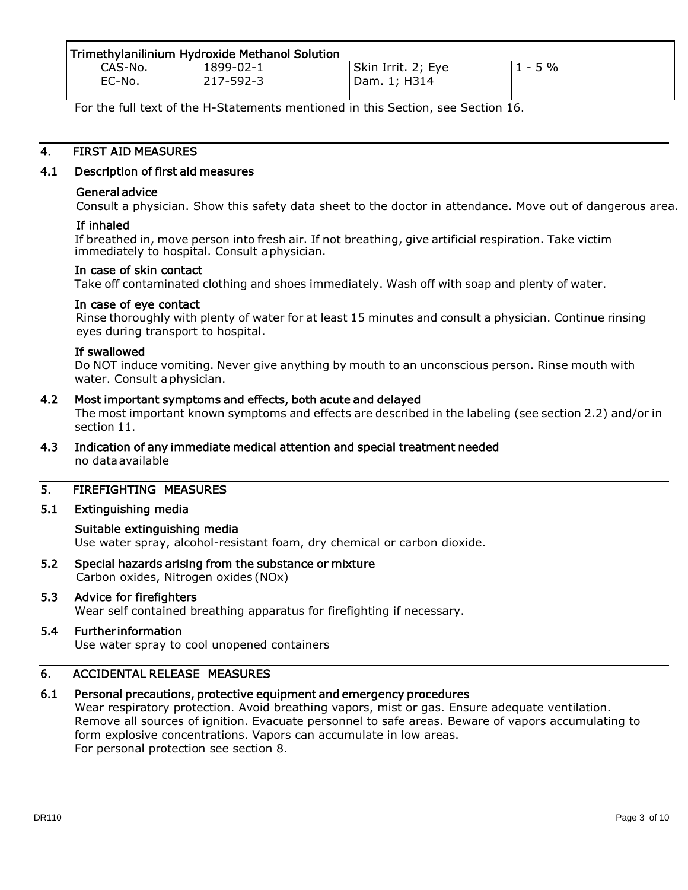| Trimethylanilinium Hydroxide Methanol Solution | | | |
|---|---|---|---|
| CAS-No.<br>EC-No. | 1899-02-1<br>217-592-3 | Skin Irrit. 2; Eye Dam. 1; H314 | 1 - 5 % |

For the full text of the H-Statements mentioned in this Section, see Section 16.

## 4. FIRST AID MEASURES

### 4.1 Description of first aid measures

**General advice**

Consult a physician. Show this safety data sheet to the doctor in attendance. Move out of dangerous area.

**If inhaled**

If breathed in, move person into fresh air. If not breathing, give artificial respiration. Take victim immediately to hospital. Consult a physician.

**In case of skin contact**

Take off contaminated clothing and shoes immediately. Wash off with soap and plenty of water.

**In case of eye contact**

Rinse thoroughly with plenty of water for at least 15 minutes and consult a physician. Continue rinsing eyes during transport to hospital.

**If swallowed**

Do NOT induce vomiting. Never give anything by mouth to an unconscious person. Rinse mouth with water. Consult a physician.

### 4.2 Most important symptoms and effects, both acute and delayed

The most important known symptoms and effects are described in the labeling (see section 2.2) and/or in section 11.

### 4.3 Indication of any immediate medical attention and special treatment needed

no data available

## 5. FIREFIGHTING MEASURES

### 5.1 Extinguishing media

**Suitable extinguishing media**

Use water spray, alcohol-resistant foam, dry chemical or carbon dioxide.

### 5.2 Special hazards arising from the substance or mixture

Carbon oxides, Nitrogen oxides (NOx)

### 5.3 Advice for firefighters

Wear self contained breathing apparatus for firefighting if necessary.

### 5.4 Further information

Use water spray to cool unopened containers

## 6. ACCIDENTAL RELEASE MEASURES

### 6.1 Personal precautions, protective equipment and emergency procedures

Wear respiratory protection. Avoid breathing vapors, mist or gas. Ensure adequate ventilation. Remove all sources of ignition. Evacuate personnel to safe areas. Beware of vapors accumulating to form explosive concentrations. Vapors can accumulate in low areas.
For personal protection see section 8.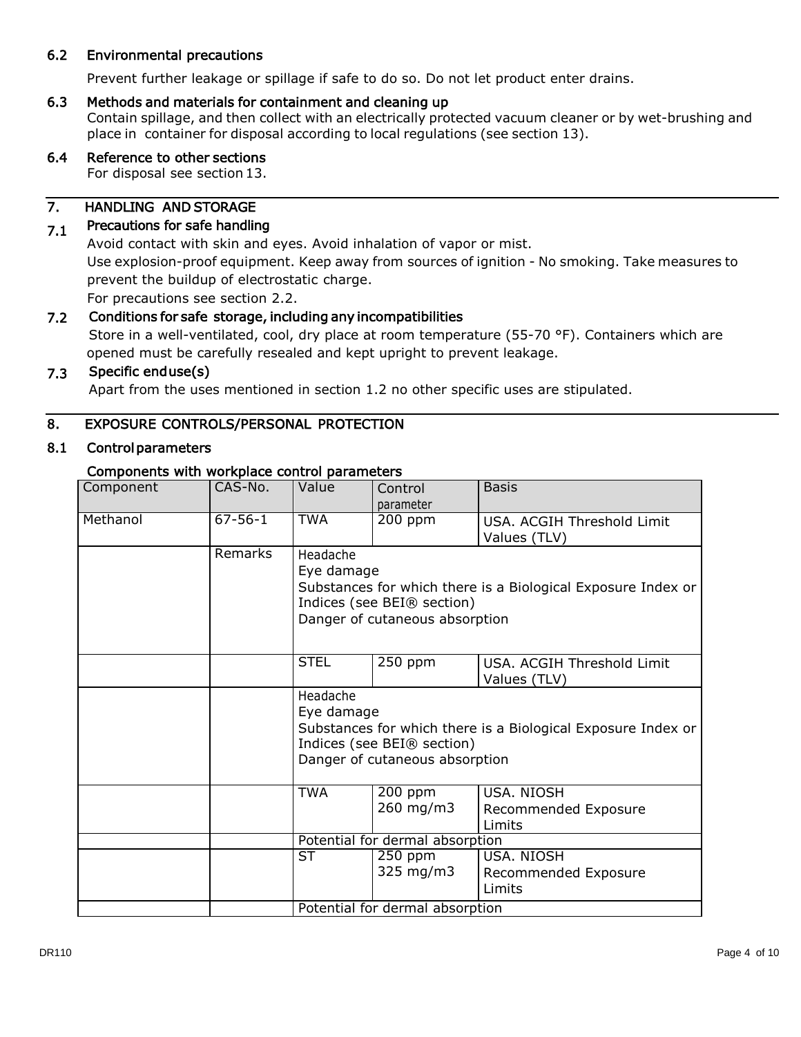### 6.2 Environmental precautions

Prevent further leakage or spillage if safe to do so. Do not let product enter drains.

### 6.3 Methods and materials for containment and cleaning up

Contain spillage, and then collect with an electrically protected vacuum cleaner or by wet-brushing and place in container for disposal according to local regulations (see section 13).

### 6.4 Reference to other sections

For disposal see section 13.

## 7. HANDLING AND STORAGE

### 7.1 Precautions for safe handling

Avoid contact with skin and eyes. Avoid inhalation of vapor or mist.

Use explosion-proof equipment. Keep away from sources of ignition - No smoking. Take measures to prevent the buildup of electrostatic charge.

For precautions see section 2.2.

### 7.2 Conditions for safe storage, including any incompatibilities

Store in a well-ventilated, cool, dry place at room temperature (55-70 °F). Containers which are opened must be carefully resealed and kept upright to prevent leakage.

### 7.3 Specific end use(s)

Apart from the uses mentioned in section 1.2 no other specific uses are stipulated.

## 8. EXPOSURE CONTROLS/PERSONAL PROTECTION

### 8.1 Control parameters

**Components with workplace control parameters**

| Component | CAS-No. | Value | Control parameter | Basis |
|---|---|---|---|---|
| Methanol | 67-56-1 | TWA | 200 ppm | USA. ACGIH Threshold Limit Values (TLV) |
| | Remarks | Headache<br>Eye damage<br>Substances for which there is a Biological Exposure Index or Indices (see BEI® section)<br>Danger of cutaneous absorption | | |
| | | STEL | 250 ppm | USA. ACGIH Threshold Limit Values (TLV) |
| | | Headache<br>Eye damage<br>Substances for which there is a Biological Exposure Index or Indices (see BEI® section)<br>Danger of cutaneous absorption | | |
| | | TWA | 200 ppm<br>260 mg/m3 | USA. NIOSH Recommended Exposure Limits |
| | | Potential for dermal absorption | | |
| | | ST | 250 ppm<br>325 mg/m3 | USA. NIOSH Recommended Exposure Limits |
| | | Potential for dermal absorption | | |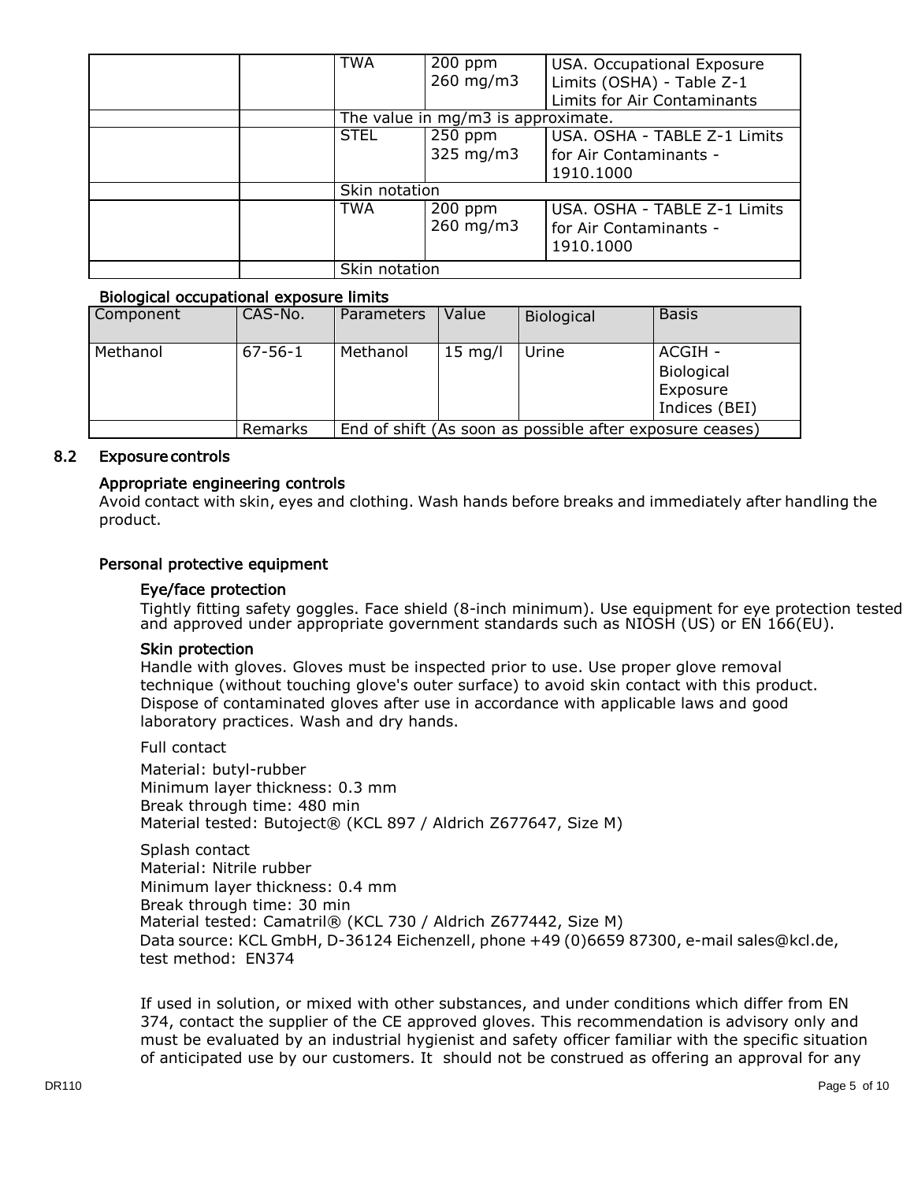| | | | | |
|---|---|---|---|---|
| | | TWA | 200 ppm<br>260 mg/m3 | USA. Occupational Exposure Limits (OSHA) - Table Z-1 Limits for Air Contaminants |
| | | The value in mg/m3 is approximate. | | |
| | | STEL | 250 ppm<br>325 mg/m3 | USA. OSHA - TABLE Z-1 Limits for Air Contaminants - 1910.1000 |
| | | Skin notation | | |
| | | TWA | 200 ppm<br>260 mg/m3 | USA. OSHA - TABLE Z-1 Limits for Air Contaminants - 1910.1000 |
| | | Skin notation | | |

**Biological occupational exposure limits**

| Component | CAS-No. | Parameters | Value | Biological | Basis |
|---|---|---|---|---|---|
| Methanol | 67-56-1 | Methanol | 15 mg/l | Urine | ACGIH - Biological Exposure Indices (BEI) |
| | Remarks | End of shift (As soon as possible after exposure ceases) | | | |

## 8.2 Exposure controls

### Appropriate engineering controls

Avoid contact with skin, eyes and clothing. Wash hands before breaks and immediately after handling the product.

### Personal protective equipment

#### Eye/face protection

Tightly fitting safety goggles. Face shield (8-inch minimum). Use equipment for eye protection tested and approved under appropriate government standards such as NIOSH (US) or EN 166(EU).

#### Skin protection

Handle with gloves. Gloves must be inspected prior to use. Use proper glove removal technique (without touching glove's outer surface) to avoid skin contact with this product. Dispose of contaminated gloves after use in accordance with applicable laws and good laboratory practices. Wash and dry hands.

Full contact
Material: butyl-rubber
Minimum layer thickness: 0.3 mm
Break through time: 480 min
Material tested: Butoject® (KCL 897 / Aldrich Z677647, Size M)

Splash contact
Material: Nitrile rubber
Minimum layer thickness: 0.4 mm
Break through time: 30 min
Material tested: Camatril® (KCL 730 / Aldrich Z677442, Size M)
Data source: KCL GmbH, D-36124 Eichenzell, phone +49 (0)6659 87300, e-mail sales@kcl.de, test method: EN374

If used in solution, or mixed with other substances, and under conditions which differ from EN 374, contact the supplier of the CE approved gloves. This recommendation is advisory only and must be evaluated by an industrial hygienist and safety officer familiar with the specific situation of anticipated use by our customers. It should not be construed as offering an approval for any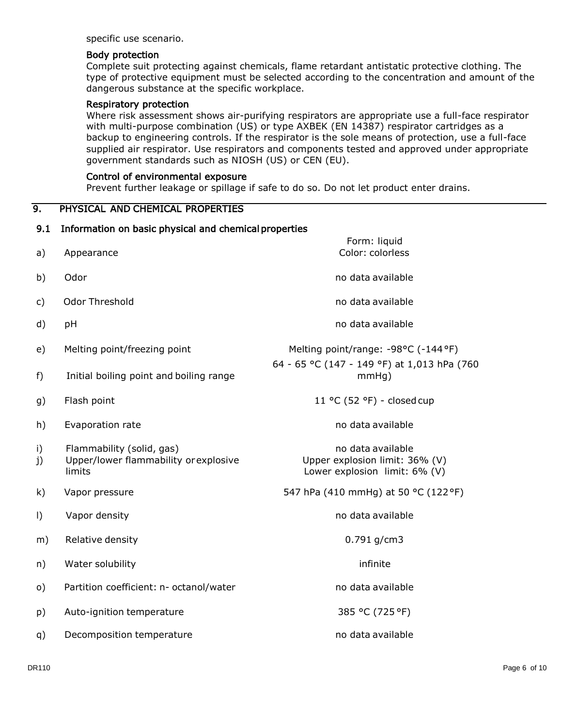specific use scenario.

#### Body protection

Complete suit protecting against chemicals, flame retardant antistatic protective clothing. The type of protective equipment must be selected according to the concentration and amount of the dangerous substance at the specific workplace.

#### Respiratory protection

Where risk assessment shows air-purifying respirators are appropriate use a full-face respirator with multi-purpose combination (US) or type AXBEK (EN 14387) respirator cartridges as a backup to engineering controls. If the respirator is the sole means of protection, use a full-face supplied air respirator. Use respirators and components tested and approved under appropriate government standards such as NIOSH (US) or CEN (EU).

#### Control of environmental exposure

Prevent further leakage or spillage if safe to do so. Do not let product enter drains.

## 9. PHYSICAL AND CHEMICAL PROPERTIES

### 9.1 Information on basic physical and chemical properties

| | Property | Value |
|---|---|---|
| a) | Appearance | Form: liquid<br>Color: colorless |
| b) | Odor | no data available |
| c) | Odor Threshold | no data available |
| d) | pH | no data available |
| e) | Melting point/freezing point | Melting point/range: -98°C (-144°F) |
| f) | Initial boiling point and boiling range | 64 - 65 °C (147 - 149 °F) at 1,013 hPa (760 mmHg) |
| g) | Flash point | 11 °C (52 °F) - closed cup |
| h) | Evaporation rate | no data available |
| i) | Flammability (solid, gas) | no data available |
| j) | Upper/lower flammability or explosive limits | Upper explosion limit: 36% (V)<br>Lower explosion limit: 6% (V) |
| k) | Vapor pressure | 547 hPa (410 mmHg) at 50 °C (122°F) |
| l) | Vapor density | no data available |
| m) | Relative density | 0.791 g/cm3 |
| n) | Water solubility | infinite |
| o) | Partition coefficient: n- octanol/water | no data available |
| p) | Auto-ignition temperature | 385 °C (725°F) |
| q) | Decomposition temperature | no data available |

DR110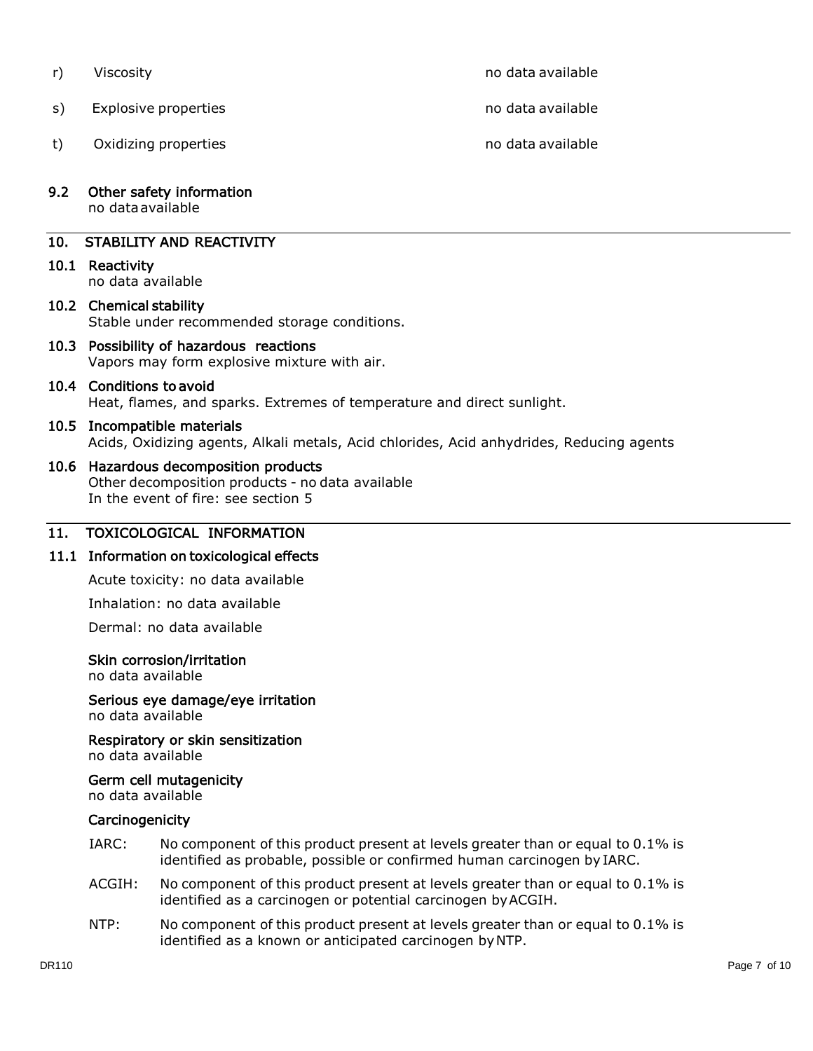r) Viscosity — no data available

s) Explosive properties — no data available

t) Oxidizing properties — no data available

### 9.2 Other safety information

no data available

## 10. STABILITY AND REACTIVITY

### 10.1 Reactivity

no data available

### 10.2 Chemical stability

Stable under recommended storage conditions.

### 10.3 Possibility of hazardous reactions

Vapors may form explosive mixture with air.

### 10.4 Conditions to avoid

Heat, flames, and sparks. Extremes of temperature and direct sunlight.

### 10.5 Incompatible materials

Acids, Oxidizing agents, Alkali metals, Acid chlorides, Acid anhydrides, Reducing agents

### 10.6 Hazardous decomposition products

Other decomposition products - no data available
In the event of fire: see section 5

## 11. TOXICOLOGICAL INFORMATION

### 11.1 Information on toxicological effects

Acute toxicity: no data available

Inhalation: no data available

Dermal: no data available

**Skin corrosion/irritation**
no data available

**Serious eye damage/eye irritation**
no data available

**Respiratory or skin sensitization**
no data available

**Germ cell mutagenicity**
no data available

**Carcinogenicity**

IARC: No component of this product present at levels greater than or equal to 0.1% is identified as probable, possible or confirmed human carcinogen by IARC.

ACGIH: No component of this product present at levels greater than or equal to 0.1% is identified as a carcinogen or potential carcinogen by ACGIH.

NTP: No component of this product present at levels greater than or equal to 0.1% is identified as a known or anticipated carcinogen by NTP.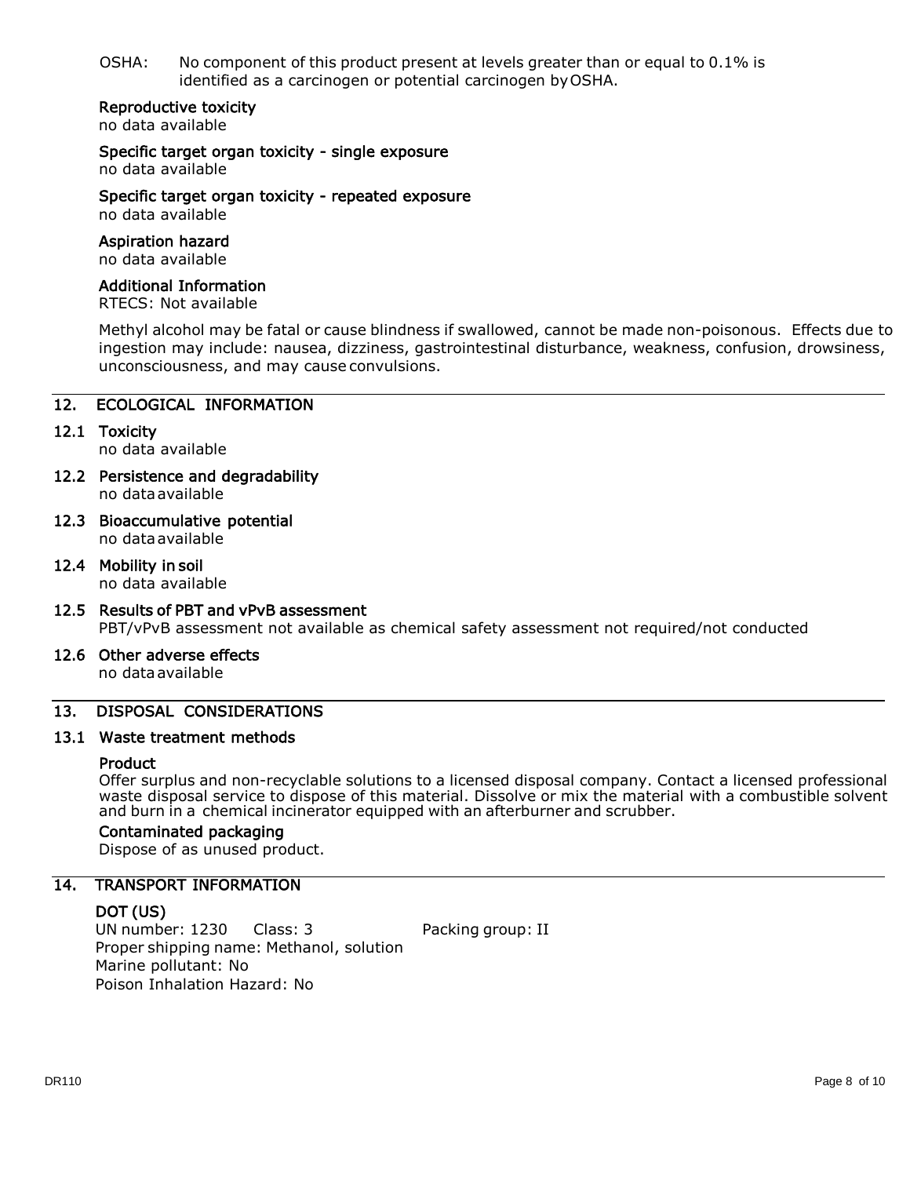OSHA: No component of this product present at levels greater than or equal to 0.1% is identified as a carcinogen or potential carcinogen by OSHA.

**Reproductive toxicity**
no data available

**Specific target organ toxicity - single exposure**
no data available

**Specific target organ toxicity - repeated exposure**
no data available

**Aspiration hazard**
no data available

**Additional Information**
RTECS: Not available

Methyl alcohol may be fatal or cause blindness if swallowed, cannot be made non-poisonous. Effects due to ingestion may include: nausea, dizziness, gastrointestinal disturbance, weakness, confusion, drowsiness, unconsciousness, and may cause convulsions.

## 12. ECOLOGICAL INFORMATION

### 12.1 Toxicity
no data available

### 12.2 Persistence and degradability
no data available

### 12.3 Bioaccumulative potential
no data available

### 12.4 Mobility in soil
no data available

### 12.5 Results of PBT and vPvB assessment
PBT/vPvB assessment not available as chemical safety assessment not required/not conducted

### 12.6 Other adverse effects
no data available

## 13. DISPOSAL CONSIDERATIONS

### 13.1 Waste treatment methods

**Product**
Offer surplus and non-recyclable solutions to a licensed disposal company. Contact a licensed professional waste disposal service to dispose of this material. Dissolve or mix the material with a combustible solvent and burn in a chemical incinerator equipped with an afterburner and scrubber.

**Contaminated packaging**
Dispose of as unused product.

## 14. TRANSPORT INFORMATION

**DOT (US)**
UN number: 1230 Class: 3 Packing group: II
Proper shipping name: Methanol, solution
Marine pollutant: No
Poison Inhalation Hazard: No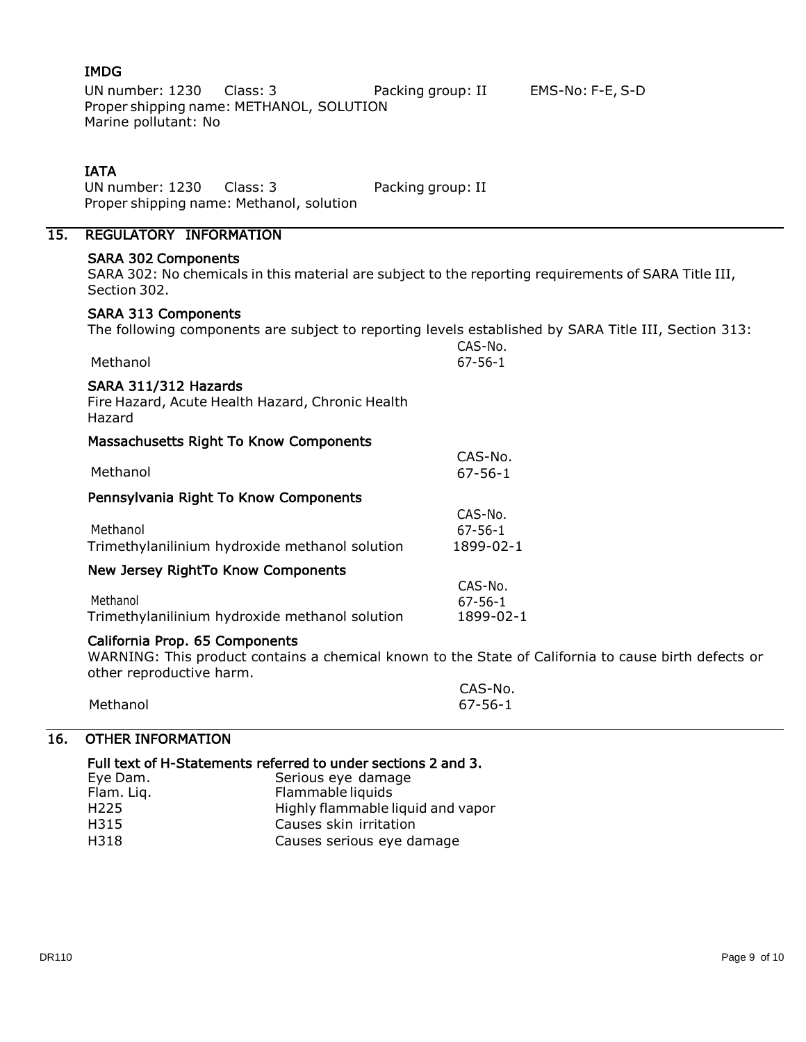### IMDG

UN number: 1230    Class: 3    Packing group: II    EMS-No: F-E, S-D
Proper shipping name: METHANOL, SOLUTION
Marine pollutant: No

### IATA

UN number: 1230    Class: 3    Packing group: II
Proper shipping name: Methanol, solution

## 15. REGULATORY INFORMATION

### SARA 302 Components

SARA 302: No chemicals in this material are subject to the reporting requirements of SARA Title III, Section 302.

### SARA 313 Components

The following components are subject to reporting levels established by SARA Title III, Section 313:

| | CAS-No. |
|---|---|
| Methanol | 67-56-1 |

### SARA 311/312 Hazards

Fire Hazard, Acute Health Hazard, Chronic Health Hazard

### Massachusetts Right To Know Components

| | CAS-No. |
|---|---|
| Methanol | 67-56-1 |

### Pennsylvania Right To Know Components

| | CAS-No. |
|---|---|
| Methanol | 67-56-1 |
| Trimethylanilinium hydroxide methanol solution | 1899-02-1 |

### New Jersey RightTo Know Components

| | CAS-No. |
|---|---|
| Methanol | 67-56-1 |
| Trimethylanilinium hydroxide methanol solution | 1899-02-1 |

### California Prop. 65 Components

WARNING: This product contains a chemical known to the State of California to cause birth defects or other reproductive harm.

| | CAS-No. |
|---|---|
| Methanol | 67-56-1 |

## 16. OTHER INFORMATION

### Full text of H-Statements referred to under sections 2 and 3.

| | |
|---|---|
| Eye Dam. | Serious eye damage |
| Flam. Liq. | Flammable liquids |
| H225 | Highly flammable liquid and vapor |
| H315 | Causes skin irritation |
| H318 | Causes serious eye damage |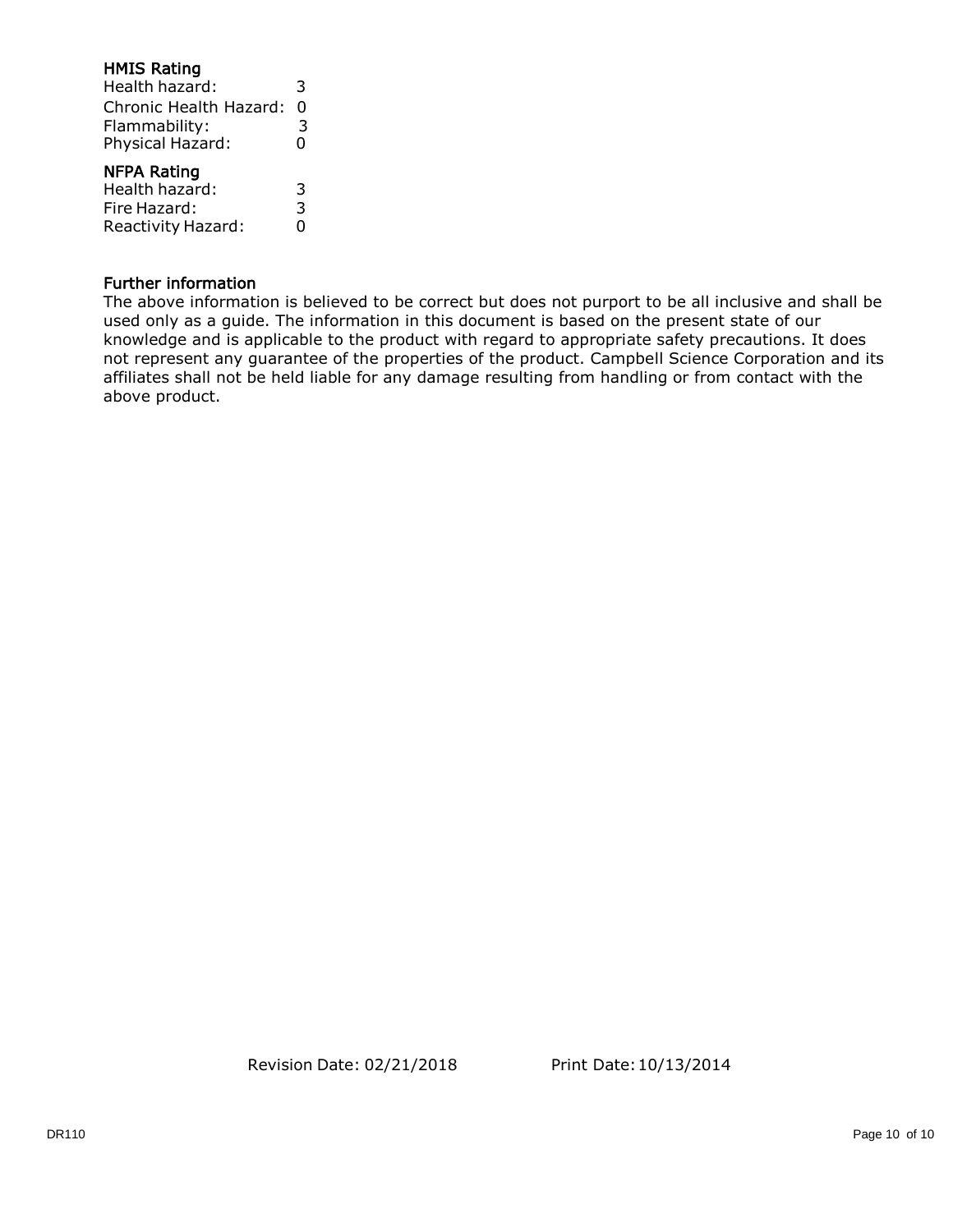### HMIS Rating

| | |
|---|---|
| Health hazard: | 3 |
| Chronic Health Hazard: | 0 |
| Flammability: | 3 |
| Physical Hazard: | 0 |

### NFPA Rating

| | |
|---|---|
| Health hazard: | 3 |
| Fire Hazard: | 3 |
| Reactivity Hazard: | 0 |

### Further information

The above information is believed to be correct but does not purport to be all inclusive and shall be used only as a guide. The information in this document is based on the present state of our knowledge and is applicable to the product with regard to appropriate safety precautions. It does not represent any guarantee of the properties of the product. Campbell Science Corporation and its affiliates shall not be held liable for any damage resulting from handling or from contact with the above product.

Revision Date: 02/21/2018 Print Date: 10/13/2014